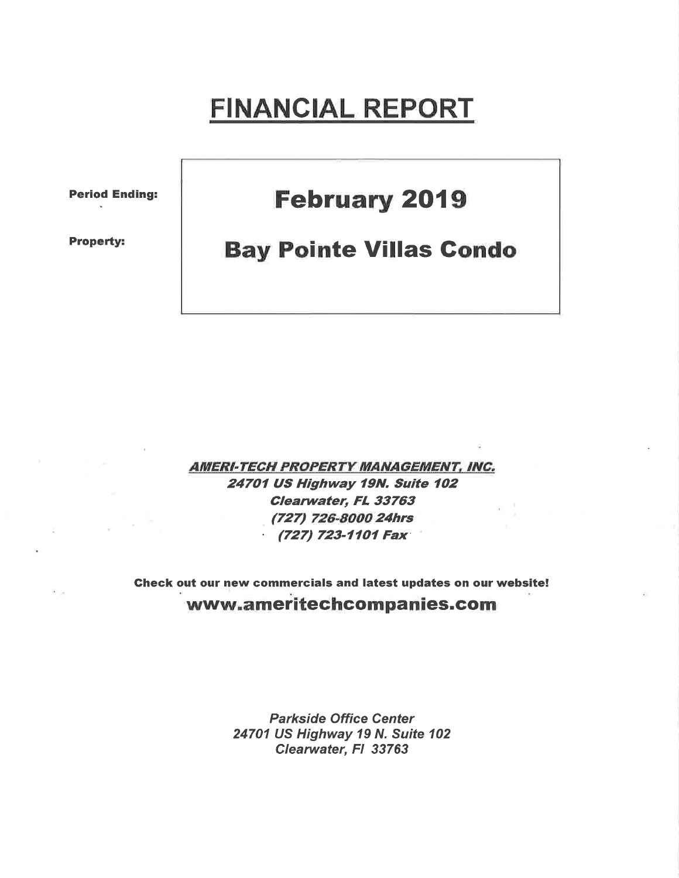# FINANCIAL REPORT

**Period Ending:** **February 2019**

**Property:** **Bay Pointe Villas Condo**

***AMERI-TECH PROPERTY MANAGEMENT, INC.***

***24701 US Highway 19N. Suite 102***

***Clearwater, FL 33763***

***(727) 726-8000 24hrs***

***(727) 723-1101 Fax***

**Check out our new commercials and latest updates on our website!**

**www.ameritechcompanies.com**

*Parkside Office Center*

*24701 US Highway 19 N. Suite 102*

*Clearwater, Fl 33763*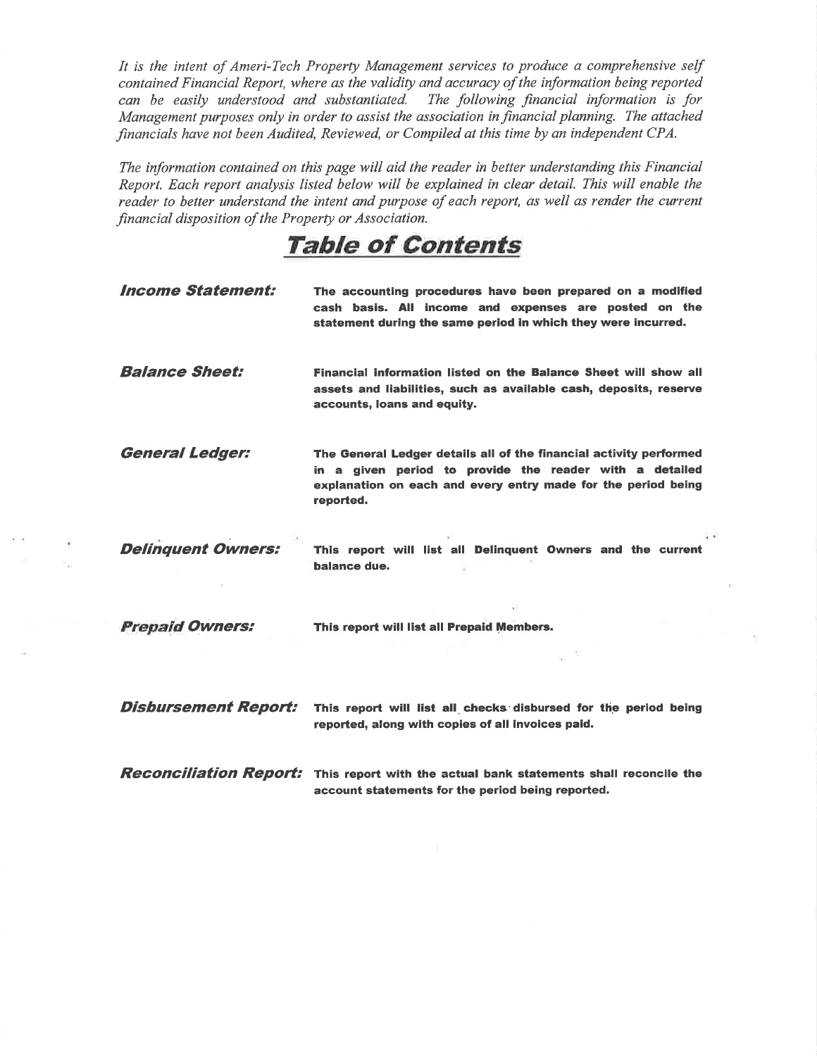*It is the intent of Ameri-Tech Property Management services to produce a comprehensive self contained Financial Report, where as the validity and accuracy of the information being reported can be easily understood and substantiated. The following financial information is for Management purposes only in order to assist the association in financial planning. The attached financials have not been Audited, Reviewed, or Compiled at this time by an independent CPA.*

*The information contained on this page will aid the reader in better understanding this Financial Report. Each report analysis listed below will be explained in clear detail. This will enable the reader to better understand the intent and purpose of each report, as well as render the current financial disposition of the Property or Association.*

# Table of Contents

***Income Statement:*** **The accounting procedures have been prepared on a modified cash basis. All income and expenses are posted on the statement during the same period in which they were incurred.**

***Balance Sheet:*** **Financial information listed on the Balance Sheet will show all assets and liabilities, such as available cash, deposits, reserve accounts, loans and equity.**

***General Ledger:*** **The General Ledger details all of the financial activity performed in a given period to provide the reader with a detailed explanation on each and every entry made for the period being reported.**

***Delinquent Owners:*** **This report will list all Delinquent Owners and the current balance due.**

***Prepaid Owners:*** **This report will list all Prepaid Members.**

***Disbursement Report:*** **This report will list all checks disbursed for the period being reported, along with copies of all invoices paid.**

***Reconciliation Report:*** **This report with the actual bank statements shall reconcile the account statements for the period being reported.**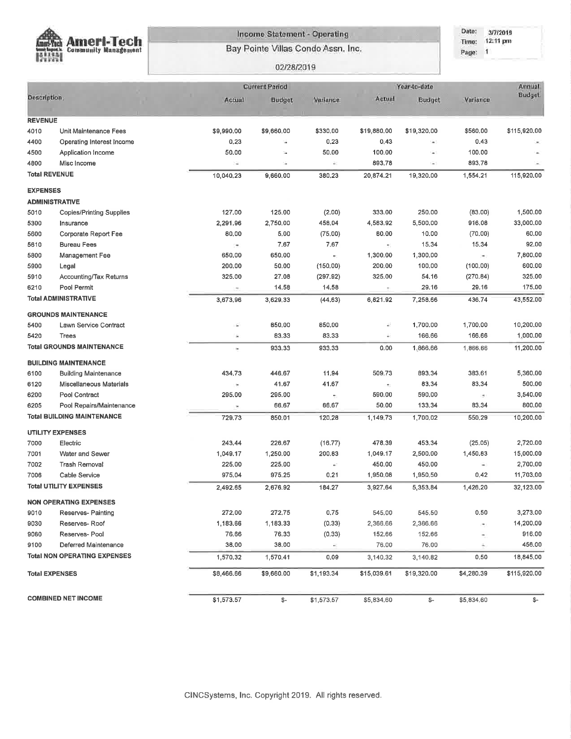**Ameri-Tech Community Management**

## Income Statement - Operating

### Bay Pointe Villas Condo Assn. Inc.

02/28/2019

Date: 3/7/2019
Time: 12:11 pm
Page: 1

| | Description | Current Period | | | Year-to-date | | | Annual Budget |
|---|---|---|---|---|---|---|---|---|
| | | Actual | Budget | Variance | Actual | Budget | Variance | |
| **REVENUE** | | | | | | | | |
| 4010 | Unit Maintenance Fees | $9,990.00 | $9,660.00 | $330.00 | $19,880.00 | $19,320.00 | $560.00 | $115,920.00 |
| 4400 | Operating Interest Income | 0.23 | - | 0.23 | 0.43 | - | 0.43 | - |
| 4500 | Application Income | 50.00 | - | 50.00 | 100.00 | - | 100.00 | - |
| 4800 | Misc Income | - | - | - | 893.78 | - | 893.78 | - |
| **Total REVENUE** | | 10,040.23 | 9,660.00 | 380.23 | 20,874.21 | 19,320.00 | 1,554.21 | 115,920.00 |
| **EXPENSES** | | | | | | | | |
| **ADMINISTRATIVE** | | | | | | | | |
| 5010 | Copies/Printing Supplies | 127.00 | 125.00 | (2.00) | 333.00 | 250.00 | (83.00) | 1,500.00 |
| 5300 | Insurance | 2,291.96 | 2,750.00 | 458.04 | 4,583.92 | 5,500.00 | 916.08 | 33,000.00 |
| 5600 | Corporate Report Fee | 80.00 | 5.00 | (75.00) | 80.00 | 10.00 | (70.00) | 60.00 |
| 5610 | Bureau Fees | - | 7.67 | 7.67 | - | 15.34 | 15.34 | 92.00 |
| 5800 | Management Fee | 650.00 | 650.00 | - | 1,300.00 | 1,300.00 | - | 7,800.00 |
| 5900 | Legal | 200.00 | 50.00 | (150.00) | 200.00 | 100.00 | (100.00) | 600.00 |
| 5910 | Accounting/Tax Returns | 325.00 | 27.08 | (297.92) | 325.00 | 54.16 | (270.84) | 325.00 |
| 6210 | Pool Permit | - | 14.58 | 14.58 | - | 29.16 | 29.16 | 175.00 |
| **Total ADMINISTRATIVE** | | 3,673.96 | 3,629.33 | (44.63) | 6,821.92 | 7,258.66 | 436.74 | 43,552.00 |
| **GROUNDS MAINTENANCE** | | | | | | | | |
| 5400 | Lawn Service Contract | - | 850.00 | 850.00 | - | 1,700.00 | 1,700.00 | 10,200.00 |
| 5420 | Trees | - | 83.33 | 83.33 | - | 166.66 | 166.66 | 1,000.00 |
| **Total GROUNDS MAINTENANCE** | | - | 933.33 | 933.33 | 0.00 | 1,866.66 | 1,866.66 | 11,200.00 |
| **BUILDING MAINTENANCE** | | | | | | | | |
| 6100 | Building Maintenance | 434.73 | 446.67 | 11.94 | 509.73 | 893.34 | 383.61 | 5,360.00 |
| 6120 | Miscellaneous Materials | - | 41.67 | 41.67 | - | 83.34 | 83.34 | 500.00 |
| 6200 | Pool Contract | 295.00 | 295.00 | - | 590.00 | 590.00 | - | 3,540.00 |
| 6205 | Pool Repairs/Maintenance | - | 66.67 | 66.67 | 50.00 | 133.34 | 83.34 | 800.00 |
| **Total BUILDING MAINTENANCE** | | 729.73 | 850.01 | 120.28 | 1,149.73 | 1,700.02 | 550.29 | 10,200.00 |
| **UTILITY EXPENSES** | | | | | | | | |
| 7000 | Electric | 243.44 | 226.67 | (16.77) | 478.39 | 453.34 | (25.05) | 2,720.00 |
| 7001 | Water and Sewer | 1,049.17 | 1,250.00 | 200.83 | 1,049.17 | 2,500.00 | 1,450.83 | 15,000.00 |
| 7002 | Trash Removal | 225.00 | 225.00 | - | 450.00 | 450.00 | - | 2,700.00 |
| 7006 | Cable Service | 975.04 | 975.25 | 0.21 | 1,950.08 | 1,950.50 | 0.42 | 11,703.00 |
| **Total UTILITY EXPENSES** | | 2,492.65 | 2,676.92 | 184.27 | 3,927.64 | 5,353.84 | 1,426.20 | 32,123.00 |
| **NON OPERATING EXPENSES** | | | | | | | | |
| 9010 | Reserves- Painting | 272.00 | 272.75 | 0.75 | 545.00 | 545.50 | 0.50 | 3,273.00 |
| 9030 | Reserves- Roof | 1,183.66 | 1,183.33 | (0.33) | 2,366.66 | 2,366.66 | - | 14,200.00 |
| 9060 | Reserves- Pool | 76.66 | 76.33 | (0.33) | 152.66 | 152.66 | - | 916.00 |
| 9100 | Deferred Maintenance | 38.00 | 38.00 | - | 76.00 | 76.00 | - | 456.00 |
| **Total NON OPERATING EXPENSES** | | 1,570.32 | 1,570.41 | 0.09 | 3,140.32 | 3,140.82 | 0.50 | 18,845.00 |
| **Total EXPENSES** | | $8,466.66 | $9,660.00 | $1,193.34 | $15,039.61 | $19,320.00 | $4,280.39 | $115,920.00 |
| **COMBINED NET INCOME** | | $1,573.57 | $- | $1,573.57 | $5,834.60 | $- | $5,834.60 | $- |

CINCSystems, Inc. Copyright 2019. All rights reserved.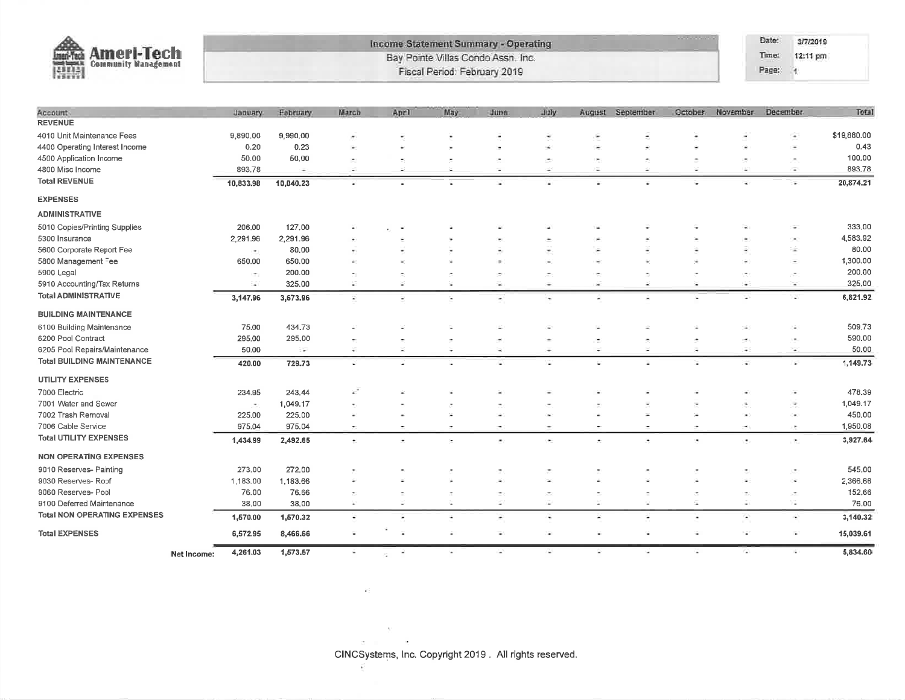# Income Statement Summary - Operating

Bay Pointe Villas Condo Assn. Inc.

Fiscal Period: February 2019

Date: 3/7/2019
Time: 12:11 pm
Page: 1

| Account | January | February | March | April | May | June | July | August | September | October | November | December | Total |
|---|---|---|---|---|---|---|---|---|---|---|---|---|---|
| **REVENUE** | | | | | | | | | | | | | |
| 4010 Unit Maintenance Fees | 9,890.00 | 9,990.00 | - | - | - | - | - | - | - | - | - | - | $19,880.00 |
| 4400 Operating Interest Income | 0.20 | 0.23 | - | - | - | - | - | - | - | - | - | - | 0.43 |
| 4500 Application Income | 50.00 | 50.00 | - | - | - | - | - | - | - | - | - | - | 100.00 |
| 4800 Misc Income | 893.78 | - | - | - | - | - | - | - | - | - | - | - | 893.78 |
| **Total REVENUE** | **10,833.98** | **10,040.23** | - | - | - | - | - | - | - | - | - | - | **20,874.21** |
| **EXPENSES** | | | | | | | | | | | | | |
| **ADMINISTRATIVE** | | | | | | | | | | | | | |
| 5010 Copies/Printing Supplies | 206.00 | 127.00 | - | - | - | - | - | - | - | - | - | - | 333.00 |
| 5300 Insurance | 2,291.96 | 2,291.96 | - | - | - | - | - | - | - | - | - | - | 4,583.92 |
| 5600 Corporate Report Fee | - | 80.00 | - | - | - | - | - | - | - | - | - | - | 80.00 |
| 5800 Management Fee | 650.00 | 650.00 | - | - | - | - | - | - | - | - | - | - | 1,300.00 |
| 5900 Legal | - | 200.00 | - | - | - | - | - | - | - | - | - | - | 200.00 |
| 5910 Accounting/Tax Returns | - | 325.00 | - | - | - | - | - | - | - | - | - | - | 325.00 |
| **Total ADMINISTRATIVE** | **3,147.96** | **3,673.96** | - | - | - | - | - | - | - | - | - | - | **6,821.92** |
| **BUILDING MAINTENANCE** | | | | | | | | | | | | | |
| 6100 Building Maintenance | 75.00 | 434.73 | - | - | - | - | - | - | - | - | - | - | 509.73 |
| 6200 Pool Contract | 295.00 | 295.00 | - | - | - | - | - | - | - | - | - | - | 590.00 |
| 6205 Pool Repairs/Maintenance | 50.00 | - | - | - | - | - | - | - | - | - | - | - | 50.00 |
| **Total BUILDING MAINTENANCE** | **420.00** | **729.73** | - | - | - | - | - | - | - | - | - | - | **1,149.73** |
| **UTILITY EXPENSES** | | | | | | | | | | | | | |
| 7000 Electric | 234.95 | 243.44 | - | - | - | - | - | - | - | - | - | - | 478.39 |
| 7001 Water and Sewer | - | 1,049.17 | - | - | - | - | - | - | - | - | - | - | 1,049.17 |
| 7002 Trash Removal | 225.00 | 225.00 | - | - | - | - | - | - | - | - | - | - | 450.00 |
| 7006 Cable Service | 975.04 | 975.04 | - | - | - | - | - | - | - | - | - | - | 1,950.08 |
| **Total UTILITY EXPENSES** | **1,434.99** | **2,492.65** | - | - | - | - | - | - | - | - | - | - | **3,927.64** |
| **NON OPERATING EXPENSES** | | | | | | | | | | | | | |
| 9010 Reserves- Painting | 273.00 | 272.00 | - | - | - | - | - | - | - | - | - | - | 545.00 |
| 9030 Reserves- Roof | 1,183.00 | 1,183.66 | - | - | - | - | - | - | - | - | - | - | 2,366.66 |
| 9060 Reserves- Pool | 76.00 | 76.66 | - | - | - | - | - | - | - | - | - | - | 152.66 |
| 9100 Deferred Maintenance | 38.00 | 38.00 | - | - | - | - | - | - | - | - | - | - | 76.00 |
| **Total NON OPERATING EXPENSES** | **1,570.00** | **1,570.32** | - | - | - | - | - | - | - | - | - | - | **3,140.32** |
| **Total EXPENSES** | **6,572.95** | **8,466.66** | - | - | - | - | - | - | - | - | - | - | **15,039.61** |
| **Net Income:** | **4,261.03** | **1,573.57** | - | - | - | - | - | - | - | - | - | - | **5,834.60** |

CINCSystems, Inc. Copyright 2019 . All rights reserved.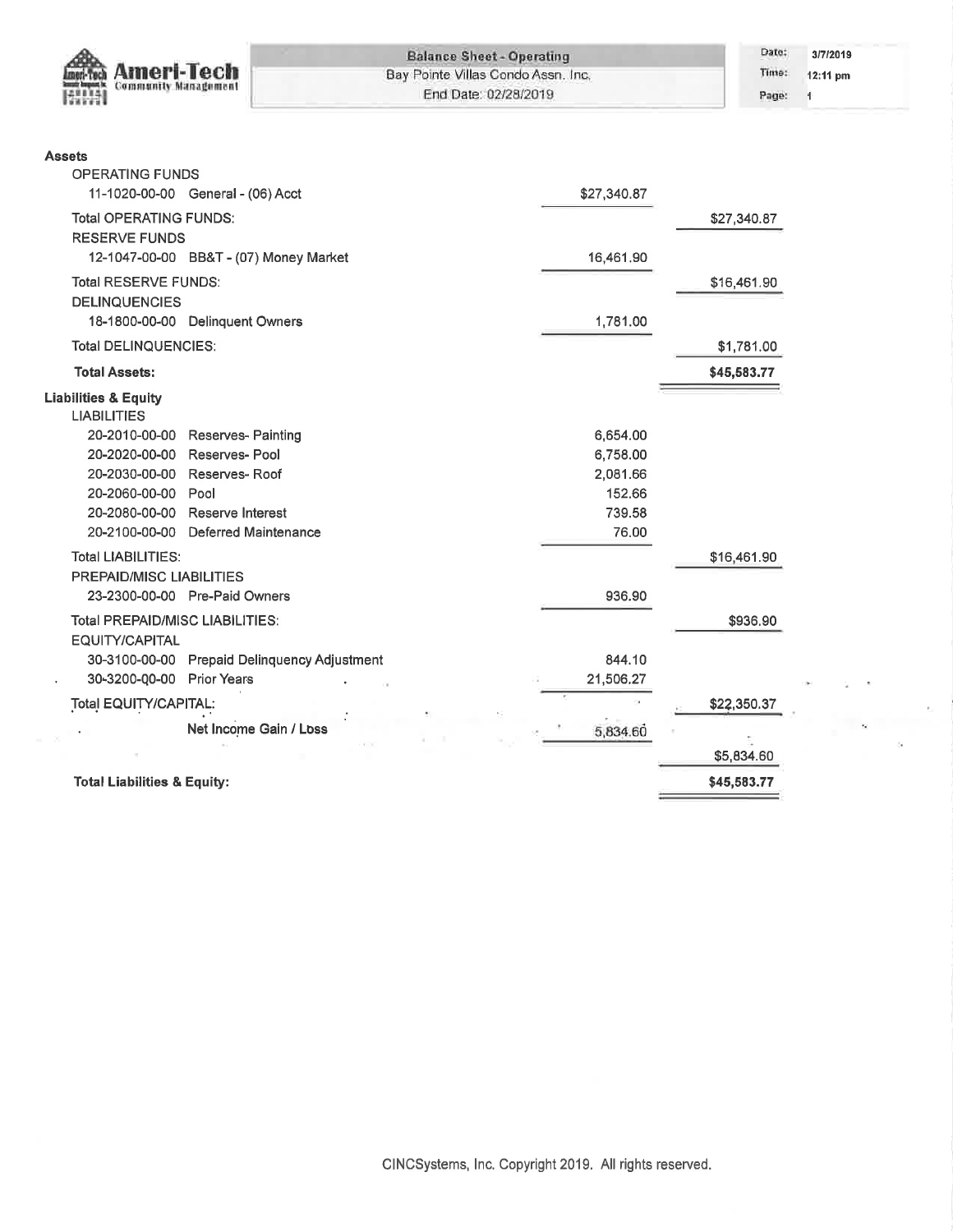**Ameri-Tech** Community Management

**Balance Sheet - Operating**
Bay Pointe Villas Condo Assn. Inc.
End Date: 02/28/2019

Date: 3/7/2019
Time: 12:11 pm

| | | |
|---|---|---|
| **Assets** | | |
| OPERATING FUNDS | | |
| 11-1020-00-00 General - (06) Acct | $27,340.87 | |
| Total OPERATING FUNDS: | | $27,340.87 |
| RESERVE FUNDS | | |
| 12-1047-00-00 BB&T - (07) Money Market | 16,461.90 | |
| Total RESERVE FUNDS: | | $16,461.90 |
| DELINQUENCIES | | |
| 18-1800-00-00 Delinquent Owners | 1,781.00 | |
| Total DELINQUENCIES: | | $1,781.00 |
| **Total Assets:** | | **$45,583.77** |
| **Liabilities & Equity** | | |
| LIABILITIES | | |
| 20-2010-00-00 Reserves- Painting | 6,654.00 | |
| 20-2020-00-00 Reserves- Pool | 6,758.00 | |
| 20-2030-00-00 Reserves- Roof | 2,081.66 | |
| 20-2060-00-00 Pool | 152.66 | |
| 20-2080-00-00 Reserve Interest | 739.58 | |
| 20-2100-00-00 Deferred Maintenance | 76.00 | |
| Total LIABILITIES: | | $16,461.90 |
| PREPAID/MISC LIABILITIES | | |
| 23-2300-00-00 Pre-Paid Owners | 936.90 | |
| Total PREPAID/MISC LIABILITIES: | | $936.90 |
| EQUITY/CAPITAL | | |
| 30-3100-00-00 Prepaid Delinquency Adjustment | 844.10 | |
| 30-3200-00-00 Prior Years | 21,506.27 | |
| Total EQUITY/CAPITAL: | | $22,350.37 |
| Net Income Gain / Loss | 5,834.60 | |
| | | $5,834.60 |
| **Total Liabilities & Equity:** | | **$45,583.77** |

CINCSystems, Inc. Copyright 2019. All rights reserved.